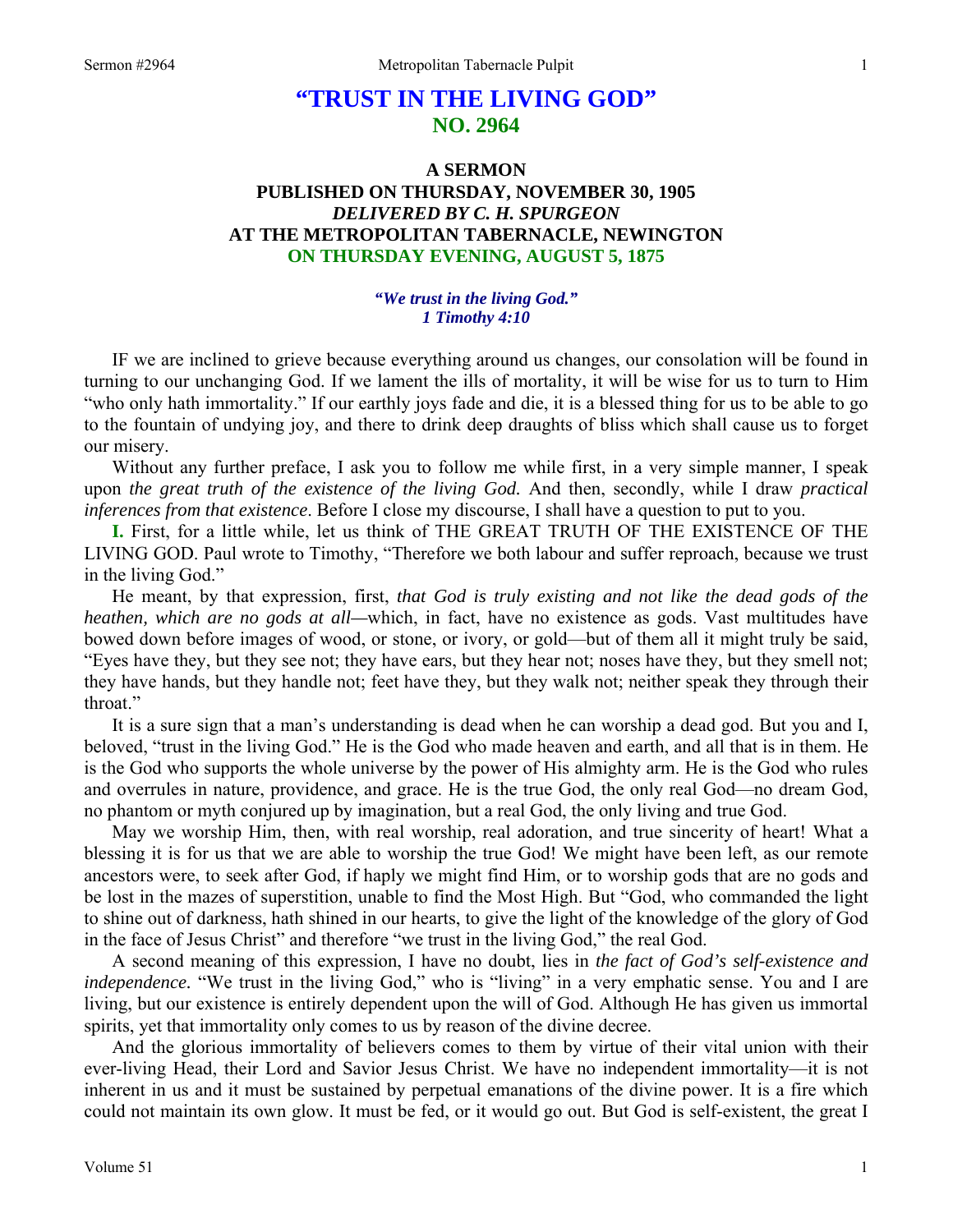# "TRUST IN THE LIVING GOD"
## NO. 2964

### A SERMON
### PUBLISHED ON THURSDAY, NOVEMBER 30, 1905
### *DELIVERED BY C. H. SPURGEON*
### AT THE METROPOLITAN TABERNACLE, NEWINGTON
### ON THURSDAY EVENING, AUGUST 5, 1875

***"We trust in the living God."***
***1 Timothy 4:10***

IF we are inclined to grieve because everything around us changes, our consolation will be found in turning to our unchanging God. If we lament the ills of mortality, it will be wise for us to turn to Him "who only hath immortality." If our earthly joys fade and die, it is a blessed thing for us to be able to go to the fountain of undying joy, and there to drink deep draughts of bliss which shall cause us to forget our misery.

Without any further preface, I ask you to follow me while first, in a very simple manner, I speak upon *the great truth of the existence of the living God.* And then, secondly, while I draw *practical inferences from that existence*. Before I close my discourse, I shall have a question to put to you.

**I.** First, for a little while, let us think of THE GREAT TRUTH OF THE EXISTENCE OF THE LIVING GOD. Paul wrote to Timothy, "Therefore we both labour and suffer reproach, because we trust in the living God."

He meant, by that expression, first, *that God is truly existing and not like the dead gods of the heathen, which are no gods at all—*which, in fact, have no existence as gods. Vast multitudes have bowed down before images of wood, or stone, or ivory, or gold—but of them all it might truly be said, "Eyes have they, but they see not; they have ears, but they hear not; noses have they, but they smell not; they have hands, but they handle not; feet have they, but they walk not; neither speak they through their throat."

It is a sure sign that a man's understanding is dead when he can worship a dead god. But you and I, beloved, "trust in the living God." He is the God who made heaven and earth, and all that is in them. He is the God who supports the whole universe by the power of His almighty arm. He is the God who rules and overrules in nature, providence, and grace. He is the true God, the only real God—no dream God, no phantom or myth conjured up by imagination, but a real God, the only living and true God.

May we worship Him, then, with real worship, real adoration, and true sincerity of heart! What a blessing it is for us that we are able to worship the true God! We might have been left, as our remote ancestors were, to seek after God, if haply we might find Him, or to worship gods that are no gods and be lost in the mazes of superstition, unable to find the Most High. But "God, who commanded the light to shine out of darkness, hath shined in our hearts, to give the light of the knowledge of the glory of God in the face of Jesus Christ" and therefore "we trust in the living God," the real God.

A second meaning of this expression, I have no doubt, lies in *the fact of God's self-existence and independence.* "We trust in the living God," who is "living" in a very emphatic sense. You and I are living, but our existence is entirely dependent upon the will of God. Although He has given us immortal spirits, yet that immortality only comes to us by reason of the divine decree.

And the glorious immortality of believers comes to them by virtue of their vital union with their ever-living Head, their Lord and Savior Jesus Christ. We have no independent immortality—it is not inherent in us and it must be sustained by perpetual emanations of the divine power. It is a fire which could not maintain its own glow. It must be fed, or it would go out. But God is self-existent, the great I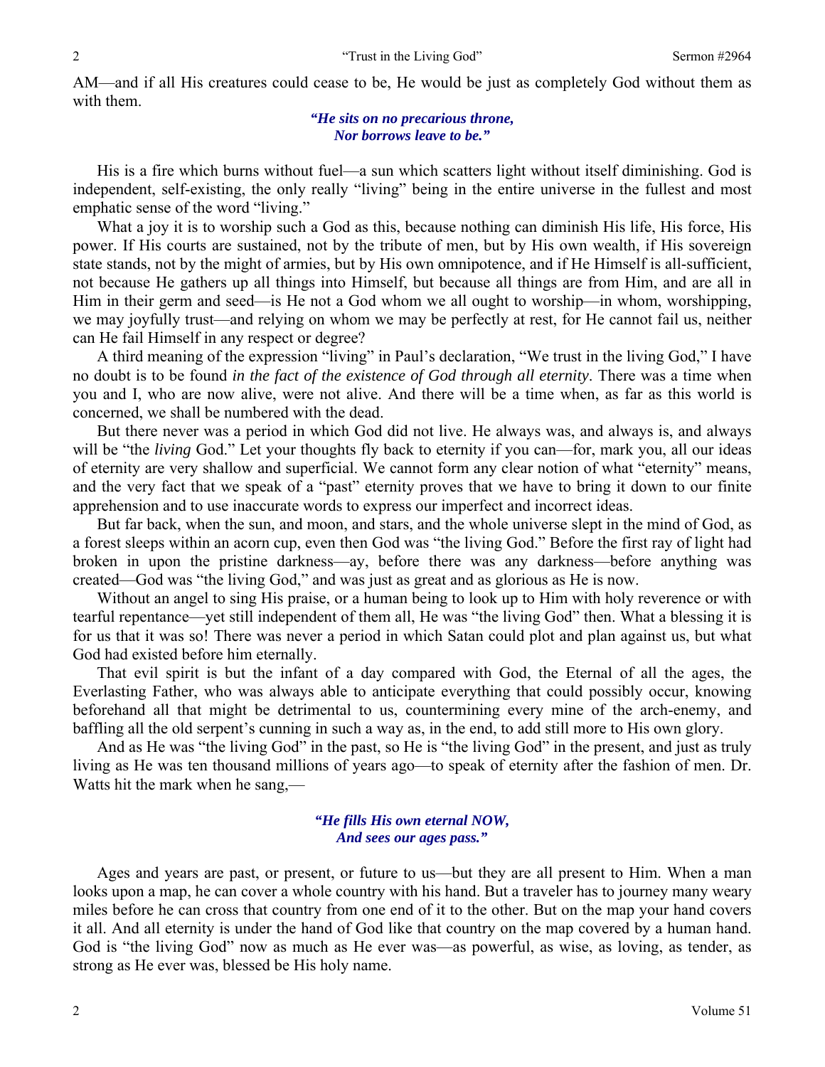AM—and if all His creatures could cease to be, He would be just as completely God without them as with them.

> ***"He sits on no precarious throne,***
> ***Nor borrows leave to be."***

His is a fire which burns without fuel—a sun which scatters light without itself diminishing. God is independent, self-existing, the only really "living" being in the entire universe in the fullest and most emphatic sense of the word "living."

What a joy it is to worship such a God as this, because nothing can diminish His life, His force, His power. If His courts are sustained, not by the tribute of men, but by His own wealth, if His sovereign state stands, not by the might of armies, but by His own omnipotence, and if He Himself is all-sufficient, not because He gathers up all things into Himself, but because all things are from Him, and are all in Him in their germ and seed—is He not a God whom we all ought to worship—in whom, worshipping, we may joyfully trust—and relying on whom we may be perfectly at rest, for He cannot fail us, neither can He fail Himself in any respect or degree?

A third meaning of the expression "living" in Paul's declaration, "We trust in the living God," I have no doubt is to be found *in the fact of the existence of God through all eternity*. There was a time when you and I, who are now alive, were not alive. And there will be a time when, as far as this world is concerned, we shall be numbered with the dead.

But there never was a period in which God did not live. He always was, and always is, and always will be "the *living* God." Let your thoughts fly back to eternity if you can—for, mark you, all our ideas of eternity are very shallow and superficial. We cannot form any clear notion of what "eternity" means, and the very fact that we speak of a "past" eternity proves that we have to bring it down to our finite apprehension and to use inaccurate words to express our imperfect and incorrect ideas.

But far back, when the sun, and moon, and stars, and the whole universe slept in the mind of God, as a forest sleeps within an acorn cup, even then God was "the living God." Before the first ray of light had broken in upon the pristine darkness—ay, before there was any darkness—before anything was created—God was "the living God," and was just as great and as glorious as He is now.

Without an angel to sing His praise, or a human being to look up to Him with holy reverence or with tearful repentance—yet still independent of them all, He was "the living God" then. What a blessing it is for us that it was so! There was never a period in which Satan could plot and plan against us, but what God had existed before him eternally.

That evil spirit is but the infant of a day compared with God, the Eternal of all the ages, the Everlasting Father, who was always able to anticipate everything that could possibly occur, knowing beforehand all that might be detrimental to us, countermining every mine of the arch-enemy, and baffling all the old serpent's cunning in such a way as, in the end, to add still more to His own glory.

And as He was "the living God" in the past, so He is "the living God" in the present, and just as truly living as He was ten thousand millions of years ago—to speak of eternity after the fashion of men. Dr. Watts hit the mark when he sang,—

> ***"He fills His own eternal NOW,***
> ***And sees our ages pass."***

Ages and years are past, or present, or future to us—but they are all present to Him. When a man looks upon a map, he can cover a whole country with his hand. But a traveler has to journey many weary miles before he can cross that country from one end of it to the other. But on the map your hand covers it all. And all eternity is under the hand of God like that country on the map covered by a human hand. God is "the living God" now as much as He ever was—as powerful, as wise, as loving, as tender, as strong as He ever was, blessed be His holy name.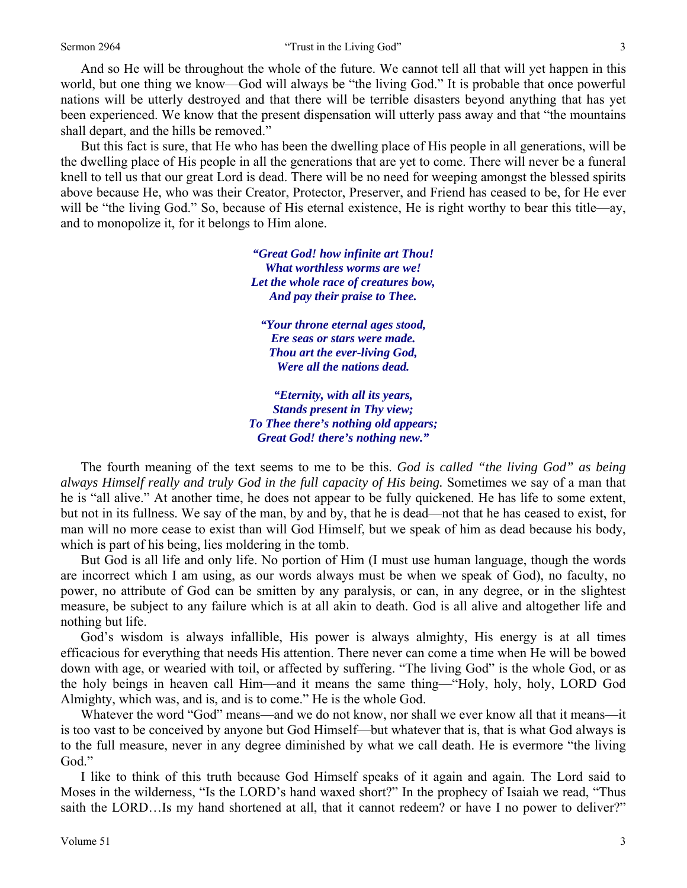And so He will be throughout the whole of the future. We cannot tell all that will yet happen in this world, but one thing we know—God will always be "the living God." It is probable that once powerful nations will be utterly destroyed and that there will be terrible disasters beyond anything that has yet been experienced. We know that the present dispensation will utterly pass away and that "the mountains shall depart, and the hills be removed."

But this fact is sure, that He who has been the dwelling place of His people in all generations, will be the dwelling place of His people in all the generations that are yet to come. There will never be a funeral knell to tell us that our great Lord is dead. There will be no need for weeping amongst the blessed spirits above because He, who was their Creator, Protector, Preserver, and Friend has ceased to be, for He ever will be "the living God." So, because of His eternal existence, He is right worthy to bear this title—ay, and to monopolize it, for it belongs to Him alone.

***"Great God! how infinite art Thou!***
***What worthless worms are we!***
***Let the whole race of creatures bow,***
***And pay their praise to Thee.***

***"Your throne eternal ages stood,***
***Ere seas or stars were made.***
***Thou art the ever-living God,***
***Were all the nations dead.***

***"Eternity, with all its years,***
***Stands present in Thy view;***
***To Thee there's nothing old appears;***
***Great God! there's nothing new."***

The fourth meaning of the text seems to me to be this. *God is called "the living God" as being always Himself really and truly God in the full capacity of His being.* Sometimes we say of a man that he is "all alive." At another time, he does not appear to be fully quickened. He has life to some extent, but not in its fullness. We say of the man, by and by, that he is dead—not that he has ceased to exist, for man will no more cease to exist than will God Himself, but we speak of him as dead because his body, which is part of his being, lies moldering in the tomb.

But God is all life and only life. No portion of Him (I must use human language, though the words are incorrect which I am using, as our words always must be when we speak of God), no faculty, no power, no attribute of God can be smitten by any paralysis, or can, in any degree, or in the slightest measure, be subject to any failure which is at all akin to death. God is all alive and altogether life and nothing but life.

God's wisdom is always infallible, His power is always almighty, His energy is at all times efficacious for everything that needs His attention. There never can come a time when He will be bowed down with age, or wearied with toil, or affected by suffering. "The living God" is the whole God, or as the holy beings in heaven call Him—and it means the same thing—"Holy, holy, holy, LORD God Almighty, which was, and is, and is to come." He is the whole God.

Whatever the word "God" means—and we do not know, nor shall we ever know all that it means—it is too vast to be conceived by anyone but God Himself—but whatever that is, that is what God always is to the full measure, never in any degree diminished by what we call death. He is evermore "the living God."

I like to think of this truth because God Himself speaks of it again and again. The Lord said to Moses in the wilderness, "Is the LORD's hand waxed short?" In the prophecy of Isaiah we read, "Thus saith the LORD…Is my hand shortened at all, that it cannot redeem? or have I no power to deliver?"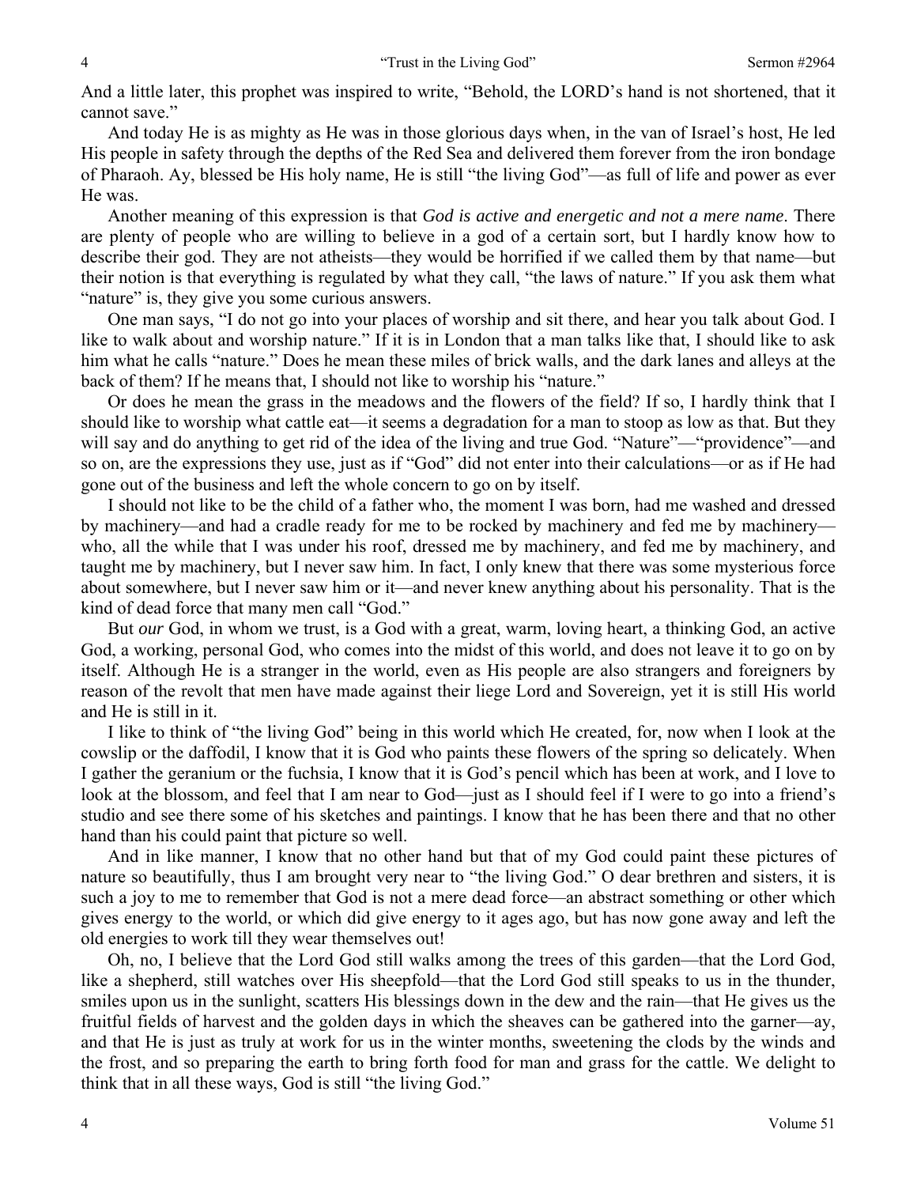And a little later, this prophet was inspired to write, "Behold, the LORD's hand is not shortened, that it cannot save."

And today He is as mighty as He was in those glorious days when, in the van of Israel's host, He led His people in safety through the depths of the Red Sea and delivered them forever from the iron bondage of Pharaoh. Ay, blessed be His holy name, He is still "the living God"—as full of life and power as ever He was.

Another meaning of this expression is that *God is active and energetic and not a mere name*. There are plenty of people who are willing to believe in a god of a certain sort, but I hardly know how to describe their god. They are not atheists—they would be horrified if we called them by that name—but their notion is that everything is regulated by what they call, "the laws of nature." If you ask them what "nature" is, they give you some curious answers.

One man says, "I do not go into your places of worship and sit there, and hear you talk about God. I like to walk about and worship nature." If it is in London that a man talks like that, I should like to ask him what he calls "nature." Does he mean these miles of brick walls, and the dark lanes and alleys at the back of them? If he means that, I should not like to worship his "nature."

Or does he mean the grass in the meadows and the flowers of the field? If so, I hardly think that I should like to worship what cattle eat—it seems a degradation for a man to stoop as low as that. But they will say and do anything to get rid of the idea of the living and true God. "Nature"—"providence"—and so on, are the expressions they use, just as if "God" did not enter into their calculations—or as if He had gone out of the business and left the whole concern to go on by itself.

I should not like to be the child of a father who, the moment I was born, had me washed and dressed by machinery—and had a cradle ready for me to be rocked by machinery and fed me by machinery—who, all the while that I was under his roof, dressed me by machinery, and fed me by machinery, and taught me by machinery, but I never saw him. In fact, I only knew that there was some mysterious force about somewhere, but I never saw him or it—and never knew anything about his personality. That is the kind of dead force that many men call "God."

But *our* God, in whom we trust, is a God with a great, warm, loving heart, a thinking God, an active God, a working, personal God, who comes into the midst of this world, and does not leave it to go on by itself. Although He is a stranger in the world, even as His people are also strangers and foreigners by reason of the revolt that men have made against their liege Lord and Sovereign, yet it is still His world and He is still in it.

I like to think of "the living God" being in this world which He created, for, now when I look at the cowslip or the daffodil, I know that it is God who paints these flowers of the spring so delicately. When I gather the geranium or the fuchsia, I know that it is God's pencil which has been at work, and I love to look at the blossom, and feel that I am near to God—just as I should feel if I were to go into a friend's studio and see there some of his sketches and paintings. I know that he has been there and that no other hand than his could paint that picture so well.

And in like manner, I know that no other hand but that of my God could paint these pictures of nature so beautifully, thus I am brought very near to "the living God." O dear brethren and sisters, it is such a joy to me to remember that God is not a mere dead force—an abstract something or other which gives energy to the world, or which did give energy to it ages ago, but has now gone away and left the old energies to work till they wear themselves out!

Oh, no, I believe that the Lord God still walks among the trees of this garden—that the Lord God, like a shepherd, still watches over His sheepfold—that the Lord God still speaks to us in the thunder, smiles upon us in the sunlight, scatters His blessings down in the dew and the rain—that He gives us the fruitful fields of harvest and the golden days in which the sheaves can be gathered into the garner—ay, and that He is just as truly at work for us in the winter months, sweetening the clods by the winds and the frost, and so preparing the earth to bring forth food for man and grass for the cattle. We delight to think that in all these ways, God is still "the living God."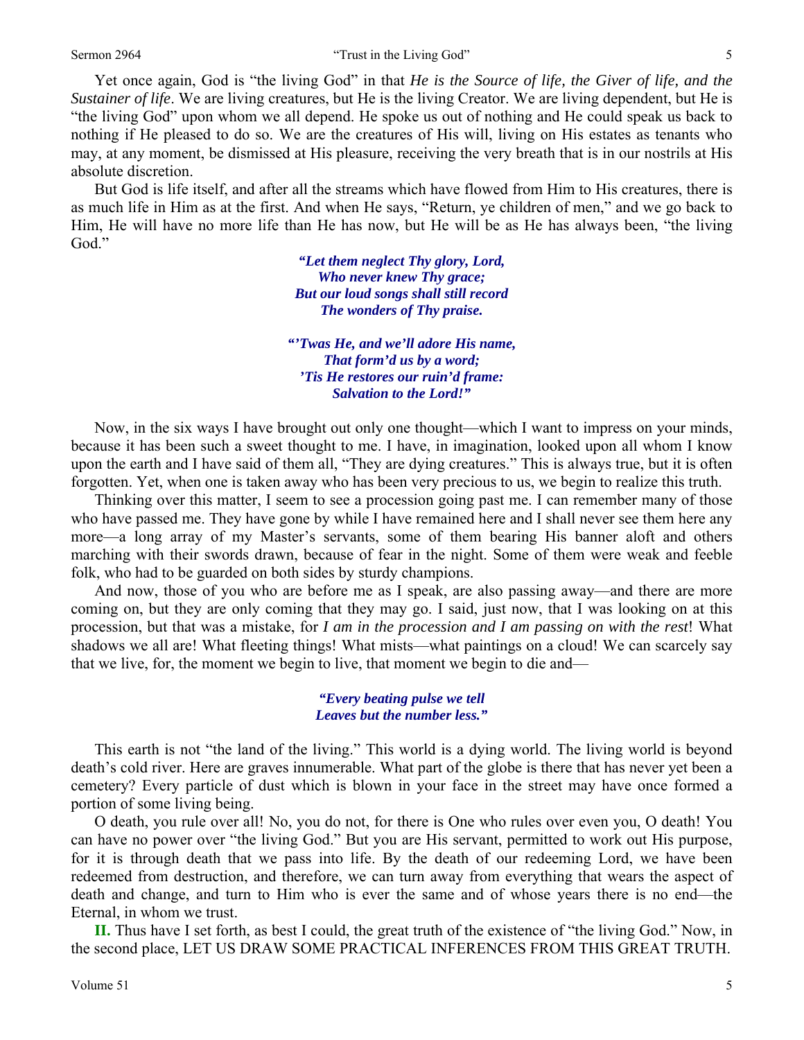Yet once again, God is "the living God" in that *He is the Source of life, the Giver of life, and the Sustainer of life*. We are living creatures, but He is the living Creator. We are living dependent, but He is "the living God" upon whom we all depend. He spoke us out of nothing and He could speak us back to nothing if He pleased to do so. We are the creatures of His will, living on His estates as tenants who may, at any moment, be dismissed at His pleasure, receiving the very breath that is in our nostrils at His absolute discretion.

But God is life itself, and after all the streams which have flowed from Him to His creatures, there is as much life in Him as at the first. And when He says, "Return, ye children of men," and we go back to Him, He will have no more life than He has now, but He will be as He has always been, "the living God."

> ***"Let them neglect Thy glory, Lord,***
> ***Who never knew Thy grace;***
> ***But our loud songs shall still record***
> ***The wonders of Thy praise.***
>
> ***"'Twas He, and we'll adore His name,***
> ***That form'd us by a word;***
> ***'Tis He restores our ruin'd frame:***
> ***Salvation to the Lord!"***

Now, in the six ways I have brought out only one thought—which I want to impress on your minds, because it has been such a sweet thought to me. I have, in imagination, looked upon all whom I know upon the earth and I have said of them all, "They are dying creatures." This is always true, but it is often forgotten. Yet, when one is taken away who has been very precious to us, we begin to realize this truth.

Thinking over this matter, I seem to see a procession going past me. I can remember many of those who have passed me. They have gone by while I have remained here and I shall never see them here any more—a long array of my Master's servants, some of them bearing His banner aloft and others marching with their swords drawn, because of fear in the night. Some of them were weak and feeble folk, who had to be guarded on both sides by sturdy champions.

And now, those of you who are before me as I speak, are also passing away—and there are more coming on, but they are only coming that they may go. I said, just now, that I was looking on at this procession, but that was a mistake, for *I am in the procession and I am passing on with the rest*! What shadows we all are! What fleeting things! What mists—what paintings on a cloud! We can scarcely say that we live, for, the moment we begin to live, that moment we begin to die and—

> ***"Every beating pulse we tell***
> ***Leaves but the number less."***

This earth is not "the land of the living." This world is a dying world. The living world is beyond death's cold river. Here are graves innumerable. What part of the globe is there that has never yet been a cemetery? Every particle of dust which is blown in your face in the street may have once formed a portion of some living being.

O death, you rule over all! No, you do not, for there is One who rules over even you, O death! You can have no power over "the living God." But you are His servant, permitted to work out His purpose, for it is through death that we pass into life. By the death of our redeeming Lord, we have been redeemed from destruction, and therefore, we can turn away from everything that wears the aspect of death and change, and turn to Him who is ever the same and of whose years there is no end—the Eternal, in whom we trust.

**II.** Thus have I set forth, as best I could, the great truth of the existence of "the living God." Now, in the second place, LET US DRAW SOME PRACTICAL INFERENCES FROM THIS GREAT TRUTH.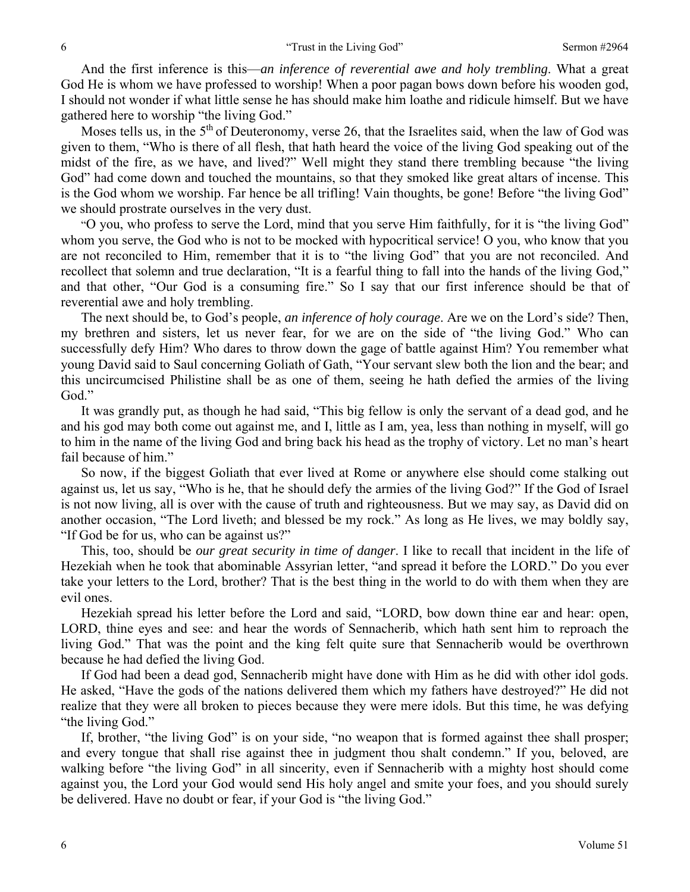And the first inference is this—*an inference of reverential awe and holy trembling*. What a great God He is whom we have professed to worship! When a poor pagan bows down before his wooden god, I should not wonder if what little sense he has should make him loathe and ridicule himself. But we have gathered here to worship "the living God."

Moses tells us, in the 5th of Deuteronomy, verse 26, that the Israelites said, when the law of God was given to them, "Who is there of all flesh, that hath heard the voice of the living God speaking out of the midst of the fire, as we have, and lived?" Well might they stand there trembling because "the living God" had come down and touched the mountains, so that they smoked like great altars of incense. This is the God whom we worship. Far hence be all trifling! Vain thoughts, be gone! Before "the living God" we should prostrate ourselves in the very dust.

"O you, who profess to serve the Lord, mind that you serve Him faithfully, for it is "the living God" whom you serve, the God who is not to be mocked with hypocritical service! O you, who know that you are not reconciled to Him, remember that it is to "the living God" that you are not reconciled. And recollect that solemn and true declaration, "It is a fearful thing to fall into the hands of the living God," and that other, "Our God is a consuming fire." So I say that our first inference should be that of reverential awe and holy trembling.

The next should be, to God's people, *an inference of holy courage*. Are we on the Lord's side? Then, my brethren and sisters, let us never fear, for we are on the side of "the living God." Who can successfully defy Him? Who dares to throw down the gage of battle against Him? You remember what young David said to Saul concerning Goliath of Gath, "Your servant slew both the lion and the bear; and this uncircumcised Philistine shall be as one of them, seeing he hath defied the armies of the living God."

It was grandly put, as though he had said, "This big fellow is only the servant of a dead god, and he and his god may both come out against me, and I, little as I am, yea, less than nothing in myself, will go to him in the name of the living God and bring back his head as the trophy of victory. Let no man's heart fail because of him."

So now, if the biggest Goliath that ever lived at Rome or anywhere else should come stalking out against us, let us say, "Who is he, that he should defy the armies of the living God?" If the God of Israel is not now living, all is over with the cause of truth and righteousness. But we may say, as David did on another occasion, "The Lord liveth; and blessed be my rock." As long as He lives, we may boldly say, "If God be for us, who can be against us?"

This, too, should be *our great security in time of danger*. I like to recall that incident in the life of Hezekiah when he took that abominable Assyrian letter, "and spread it before the LORD." Do you ever take your letters to the Lord, brother? That is the best thing in the world to do with them when they are evil ones.

Hezekiah spread his letter before the Lord and said, "LORD, bow down thine ear and hear: open, LORD, thine eyes and see: and hear the words of Sennacherib, which hath sent him to reproach the living God." That was the point and the king felt quite sure that Sennacherib would be overthrown because he had defied the living God.

If God had been a dead god, Sennacherib might have done with Him as he did with other idol gods. He asked, "Have the gods of the nations delivered them which my fathers have destroyed?" He did not realize that they were all broken to pieces because they were mere idols. But this time, he was defying "the living God."

If, brother, "the living God" is on your side, "no weapon that is formed against thee shall prosper; and every tongue that shall rise against thee in judgment thou shalt condemn." If you, beloved, are walking before "the living God" in all sincerity, even if Sennacherib with a mighty host should come against you, the Lord your God would send His holy angel and smite your foes, and you should surely be delivered. Have no doubt or fear, if your God is "the living God."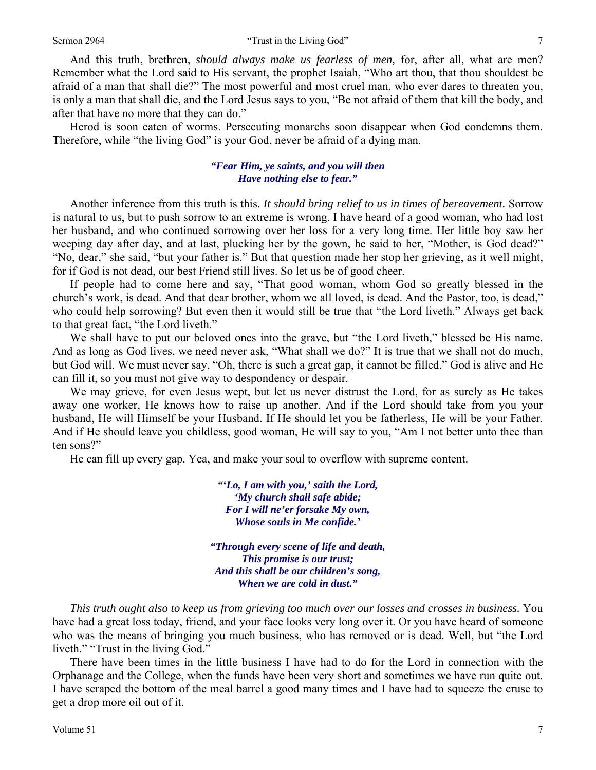And this truth, brethren, *should always make us fearless of men,* for, after all, what are men? Remember what the Lord said to His servant, the prophet Isaiah, "Who art thou, that thou shouldest be afraid of a man that shall die?" The most powerful and most cruel man, who ever dares to threaten you, is only a man that shall die, and the Lord Jesus says to you, "Be not afraid of them that kill the body, and after that have no more that they can do."

Herod is soon eaten of worms. Persecuting monarchs soon disappear when God condemns them. Therefore, while "the living God" is your God, never be afraid of a dying man.

> ***"Fear Him, ye saints, and you will then***
> ***Have nothing else to fear."***

Another inference from this truth is this. *It should bring relief to us in times of bereavement.* Sorrow is natural to us, but to push sorrow to an extreme is wrong. I have heard of a good woman, who had lost her husband, and who continued sorrowing over her loss for a very long time. Her little boy saw her weeping day after day, and at last, plucking her by the gown, he said to her, "Mother, is God dead?" "No, dear," she said, "but your father is." But that question made her stop her grieving, as it well might, for if God is not dead, our best Friend still lives. So let us be of good cheer.

If people had to come here and say, "That good woman, whom God so greatly blessed in the church's work, is dead. And that dear brother, whom we all loved, is dead. And the Pastor, too, is dead," who could help sorrowing? But even then it would still be true that "the Lord liveth." Always get back to that great fact, "the Lord liveth."

We shall have to put our beloved ones into the grave, but "the Lord liveth," blessed be His name. And as long as God lives, we need never ask, "What shall we do?" It is true that we shall not do much, but God will. We must never say, "Oh, there is such a great gap, it cannot be filled." God is alive and He can fill it, so you must not give way to despondency or despair.

We may grieve, for even Jesus wept, but let us never distrust the Lord, for as surely as He takes away one worker, He knows how to raise up another. And if the Lord should take from you your husband, He will Himself be your Husband. If He should let you be fatherless, He will be your Father. And if He should leave you childless, good woman, He will say to you, "Am I not better unto thee than ten sons?"

He can fill up every gap. Yea, and make your soul to overflow with supreme content.

> ***"'Lo, I am with you,' saith the Lord,***
> ***'My church shall safe abide;***
> ***For I will ne'er forsake My own,***
> ***Whose souls in Me confide.'***
>
> ***"Through every scene of life and death,***
> ***This promise is our trust;***
> ***And this shall be our children's song,***
> ***When we are cold in dust."***

*This truth ought also to keep us from grieving too much over our losses and crosses in business.* You have had a great loss today, friend, and your face looks very long over it. Or you have heard of someone who was the means of bringing you much business, who has removed or is dead. Well, but "the Lord liveth." "Trust in the living God."

There have been times in the little business I have had to do for the Lord in connection with the Orphanage and the College, when the funds have been very short and sometimes we have run quite out. I have scraped the bottom of the meal barrel a good many times and I have had to squeeze the cruse to get a drop more oil out of it.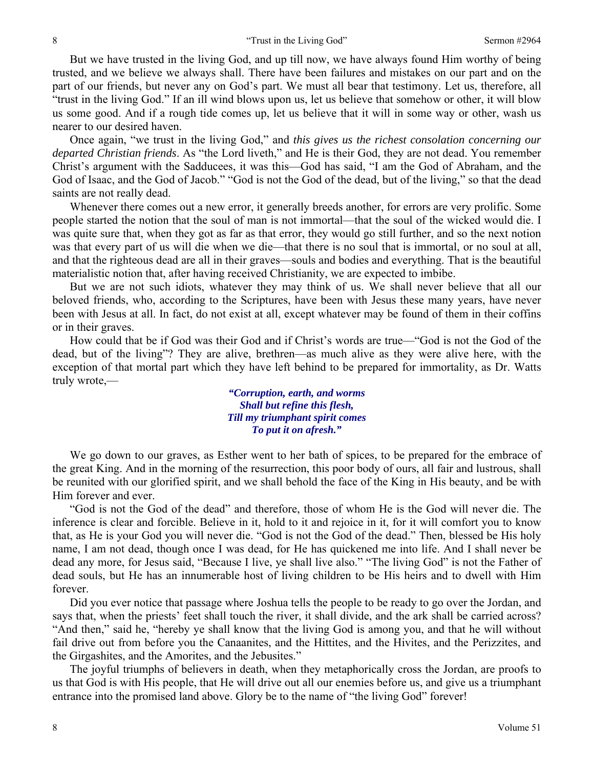But we have trusted in the living God, and up till now, we have always found Him worthy of being trusted, and we believe we always shall. There have been failures and mistakes on our part and on the part of our friends, but never any on God's part. We must all bear that testimony. Let us, therefore, all "trust in the living God." If an ill wind blows upon us, let us believe that somehow or other, it will blow us some good. And if a rough tide comes up, let us believe that it will in some way or other, wash us nearer to our desired haven.

Once again, "we trust in the living God," and *this gives us the richest consolation concerning our departed Christian friends*. As "the Lord liveth," and He is their God, they are not dead. You remember Christ's argument with the Sadducees, it was this—God has said, "I am the God of Abraham, and the God of Isaac, and the God of Jacob." "God is not the God of the dead, but of the living," so that the dead saints are not really dead.

Whenever there comes out a new error, it generally breeds another, for errors are very prolific. Some people started the notion that the soul of man is not immortal—that the soul of the wicked would die. I was quite sure that, when they got as far as that error, they would go still further, and so the next notion was that every part of us will die when we die—that there is no soul that is immortal, or no soul at all, and that the righteous dead are all in their graves—souls and bodies and everything. That is the beautiful materialistic notion that, after having received Christianity, we are expected to imbibe.

But we are not such idiots, whatever they may think of us. We shall never believe that all our beloved friends, who, according to the Scriptures, have been with Jesus these many years, have never been with Jesus at all. In fact, do not exist at all, except whatever may be found of them in their coffins or in their graves.

How could that be if God was their God and if Christ's words are true—"God is not the God of the dead, but of the living"? They are alive, brethren—as much alive as they were alive here, with the exception of that mortal part which they have left behind to be prepared for immortality, as Dr. Watts truly wrote,—

> ***"Corruption, earth, and worms***
> ***Shall but refine this flesh,***
> ***Till my triumphant spirit comes***
> ***To put it on afresh."***

We go down to our graves, as Esther went to her bath of spices, to be prepared for the embrace of the great King. And in the morning of the resurrection, this poor body of ours, all fair and lustrous, shall be reunited with our glorified spirit, and we shall behold the face of the King in His beauty, and be with Him forever and ever.

"God is not the God of the dead" and therefore, those of whom He is the God will never die. The inference is clear and forcible. Believe in it, hold to it and rejoice in it, for it will comfort you to know that, as He is your God you will never die. "God is not the God of the dead." Then, blessed be His holy name, I am not dead, though once I was dead, for He has quickened me into life. And I shall never be dead any more, for Jesus said, "Because I live, ye shall live also." "The living God" is not the Father of dead souls, but He has an innumerable host of living children to be His heirs and to dwell with Him forever.

Did you ever notice that passage where Joshua tells the people to be ready to go over the Jordan, and says that, when the priests' feet shall touch the river, it shall divide, and the ark shall be carried across? "And then," said he, "hereby ye shall know that the living God is among you, and that he will without fail drive out from before you the Canaanites, and the Hittites, and the Hivites, and the Perizzites, and the Girgashites, and the Amorites, and the Jebusites."

The joyful triumphs of believers in death, when they metaphorically cross the Jordan, are proofs to us that God is with His people, that He will drive out all our enemies before us, and give us a triumphant entrance into the promised land above. Glory be to the name of "the living God" forever!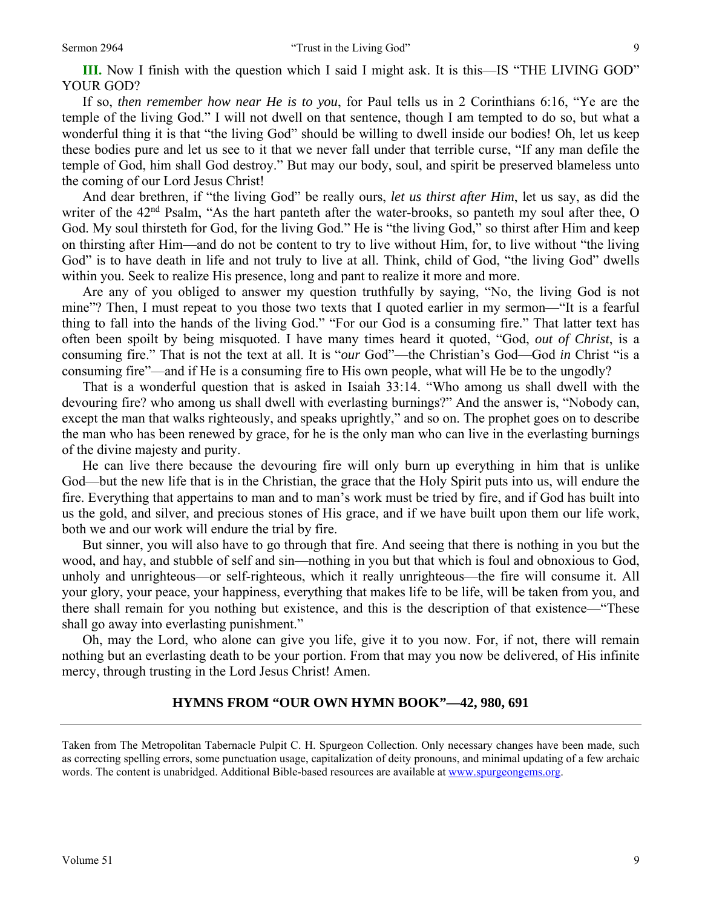**III.** Now I finish with the question which I said I might ask. It is this—IS "THE LIVING GOD" YOUR GOD?

If so, *then remember how near He is to you*, for Paul tells us in 2 Corinthians 6:16, "Ye are the temple of the living God." I will not dwell on that sentence, though I am tempted to do so, but what a wonderful thing it is that "the living God" should be willing to dwell inside our bodies! Oh, let us keep these bodies pure and let us see to it that we never fall under that terrible curse, "If any man defile the temple of God, him shall God destroy." But may our body, soul, and spirit be preserved blameless unto the coming of our Lord Jesus Christ!

And dear brethren, if "the living God" be really ours, *let us thirst after Him*, let us say, as did the writer of the 42nd Psalm, "As the hart panteth after the water-brooks, so panteth my soul after thee, O God. My soul thirsteth for God, for the living God." He is "the living God," so thirst after Him and keep on thirsting after Him—and do not be content to try to live without Him, for, to live without "the living God" is to have death in life and not truly to live at all. Think, child of God, "the living God" dwells within you. Seek to realize His presence, long and pant to realize it more and more.

Are any of you obliged to answer my question truthfully by saying, "No, the living God is not mine"? Then, I must repeat to you those two texts that I quoted earlier in my sermon—"It is a fearful thing to fall into the hands of the living God." "For our God is a consuming fire." That latter text has often been spoilt by being misquoted. I have many times heard it quoted, "God, *out of Christ*, is a consuming fire." That is not the text at all. It is "*our* God"—the Christian's God—God *in* Christ "is a consuming fire"—and if He is a consuming fire to His own people, what will He be to the ungodly?

That is a wonderful question that is asked in Isaiah 33:14. "Who among us shall dwell with the devouring fire? who among us shall dwell with everlasting burnings?" And the answer is, "Nobody can, except the man that walks righteously, and speaks uprightly," and so on. The prophet goes on to describe the man who has been renewed by grace, for he is the only man who can live in the everlasting burnings of the divine majesty and purity.

He can live there because the devouring fire will only burn up everything in him that is unlike God—but the new life that is in the Christian, the grace that the Holy Spirit puts into us, will endure the fire. Everything that appertains to man and to man's work must be tried by fire, and if God has built into us the gold, and silver, and precious stones of His grace, and if we have built upon them our life work, both we and our work will endure the trial by fire.

But sinner, you will also have to go through that fire. And seeing that there is nothing in you but the wood, and hay, and stubble of self and sin—nothing in you but that which is foul and obnoxious to God, unholy and unrighteous—or self-righteous, which it really unrighteous—the fire will consume it. All your glory, your peace, your happiness, everything that makes life to be life, will be taken from you, and there shall remain for you nothing but existence, and this is the description of that existence—"These shall go away into everlasting punishment."

Oh, may the Lord, who alone can give you life, give it to you now. For, if not, there will remain nothing but an everlasting death to be your portion. From that may you now be delivered, of His infinite mercy, through trusting in the Lord Jesus Christ! Amen.

**HYMNS FROM "OUR OWN HYMN BOOK"—42, 980, 691**

---

Taken from The Metropolitan Tabernacle Pulpit C. H. Spurgeon Collection. Only necessary changes have been made, such as correcting spelling errors, some punctuation usage, capitalization of deity pronouns, and minimal updating of a few archaic words. The content is unabridged. Additional Bible-based resources are available at www.spurgeongems.org.